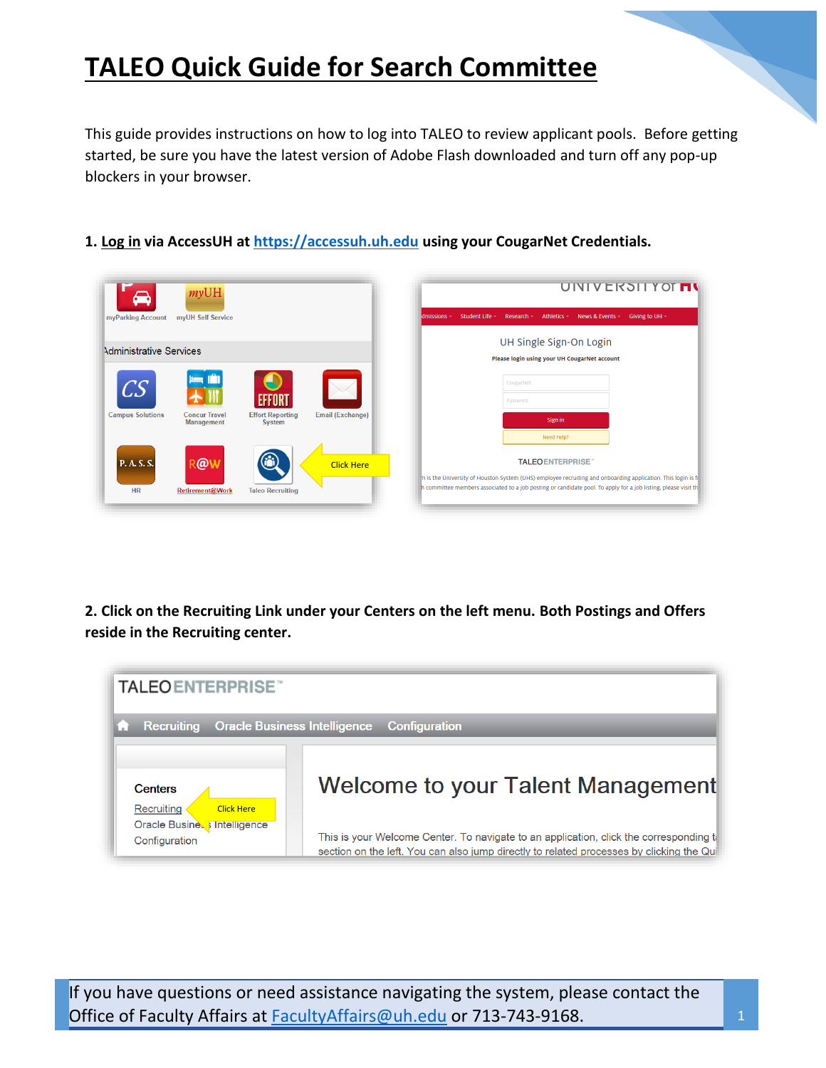# TALEO Quick Guide for Search Committee

This guide provides instructions on how to log into TALEO to review applicant pools. Before getting started, be sure you have the latest version of Adobe Flash downloaded and turn off any pop-up blockers in your browser.

**1. Log in via AccessUH at https://accessuh.uh.edu using your CougarNet Credentials.**

**2. Click on the Recruiting Link under your Centers on the left menu. Both Postings and Offers reside in the Recruiting center.**

If you have questions or need assistance navigating the system, please contact the Office of Faculty Affairs at FacultyAffairs@uh.edu or 713-743-9168.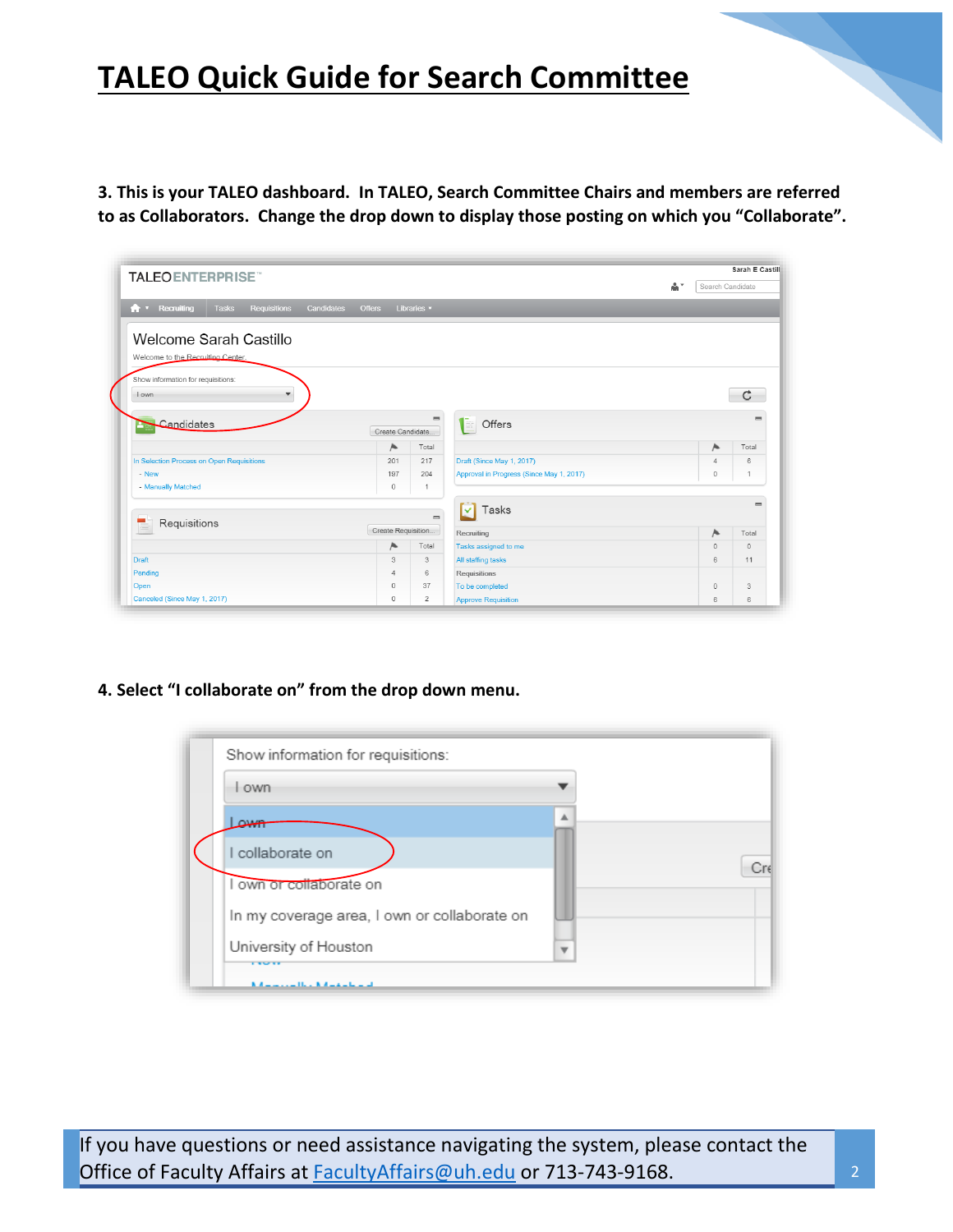# TALEO Quick Guide for Search Committee

**3. This is your TALEO dashboard. In TALEO, Search Committee Chairs and members are referred to as Collaborators. Change the drop down to display those posting on which you "Collaborate".**

**4. Select "I collaborate on" from the drop down menu.**

If you have questions or need assistance navigating the system, please contact the Office of Faculty Affairs at FacultyAffairs@uh.edu or 713-743-9168.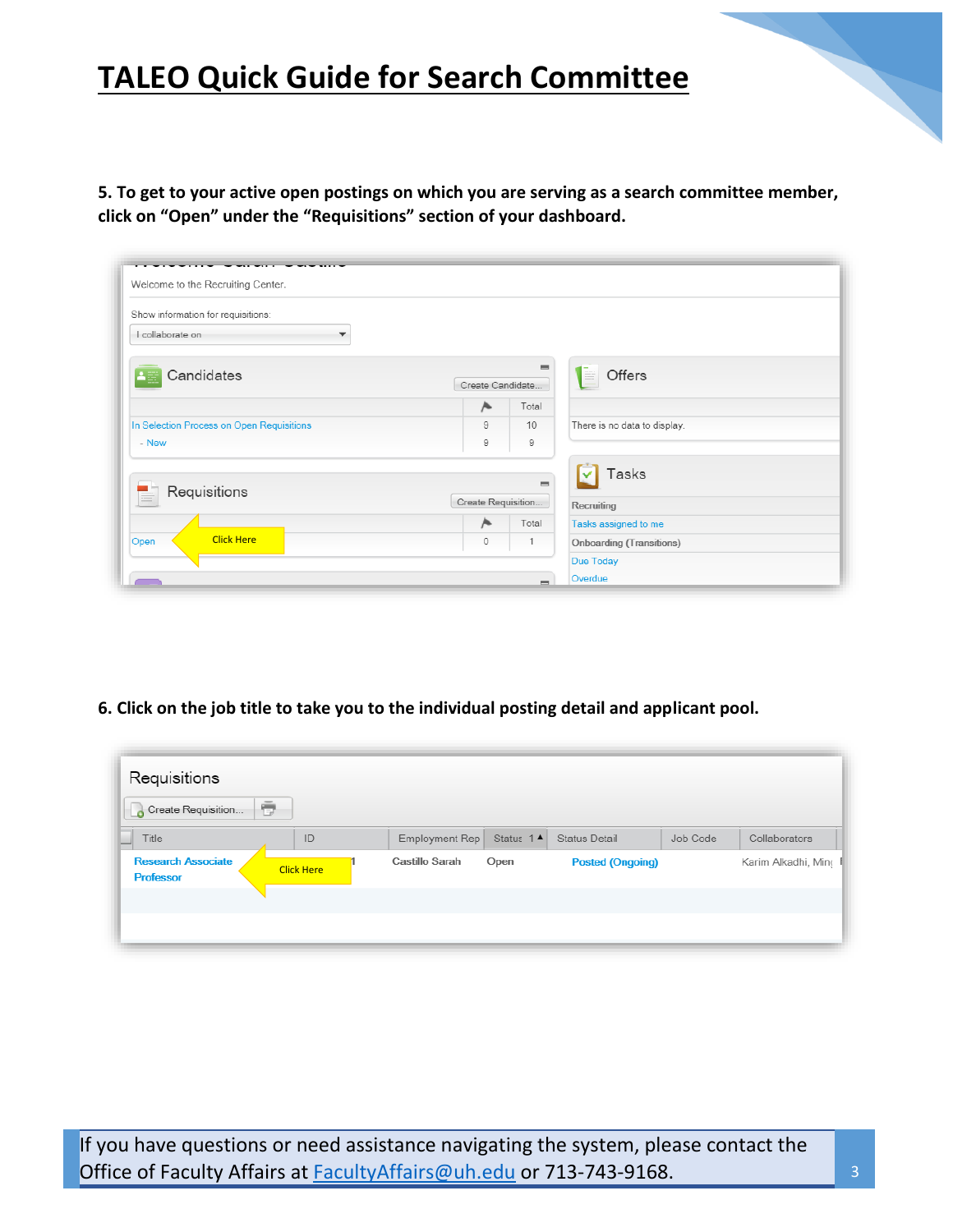# TALEO Quick Guide for Search Committee

**5. To get to your active open postings on which you are serving as a search committee member, click on “Open” under the “Requisitions” section of your dashboard.**

**6. Click on the job title to take you to the individual posting detail and applicant pool.**

If you have questions or need assistance navigating the system, please contact the Office of Faculty Affairs at FacultyAffairs@uh.edu or 713-743-9168.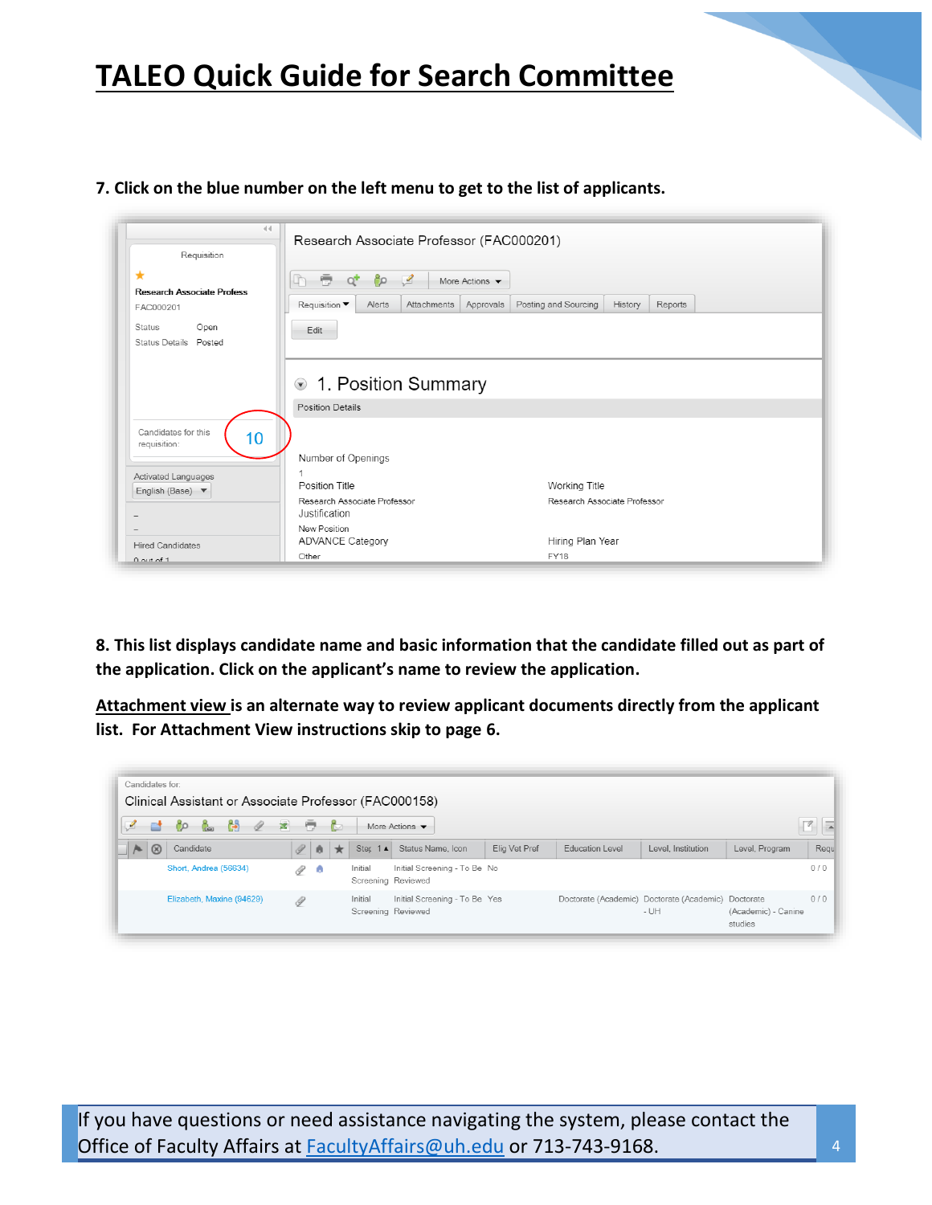# TALEO Quick Guide for Search Committee

**7. Click on the blue number on the left menu to get to the list of applicants.**

**8. This list displays candidate name and basic information that the candidate filled out as part of the application. Click on the applicant's name to review the application.**

**Attachment view is an alternate way to review applicant documents directly from the applicant list. For Attachment View instructions skip to page 6.**

If you have questions or need assistance navigating the system, please contact the Office of Faculty Affairs at [FacultyAffairs@uh.edu](mailto:FacultyAffairs@uh.edu) or 713-743-9168.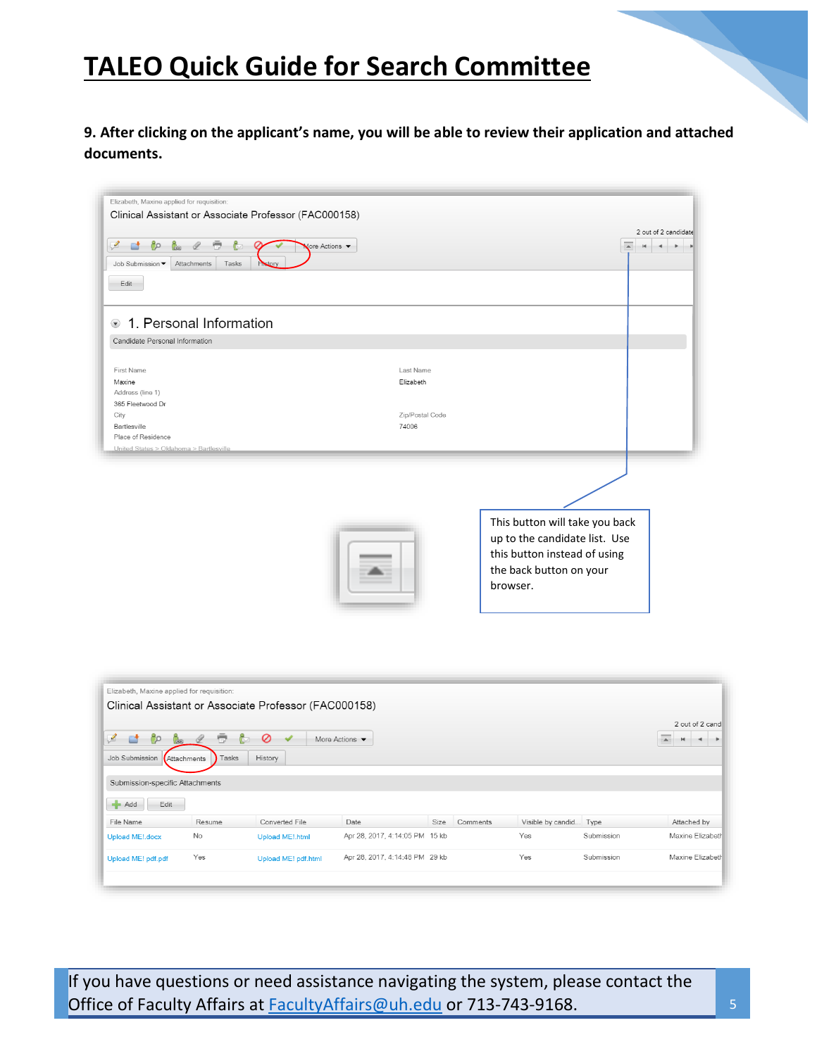# TALEO Quick Guide for Search Committee

**9. After clicking on the applicant's name, you will be able to review their application and attached documents.**

This button will take you back up to the candidate list. Use this button instead of using the back button on your browser.

If you have questions or need assistance navigating the system, please contact the Office of Faculty Affairs at FacultyAffairs@uh.edu or 713-743-9168.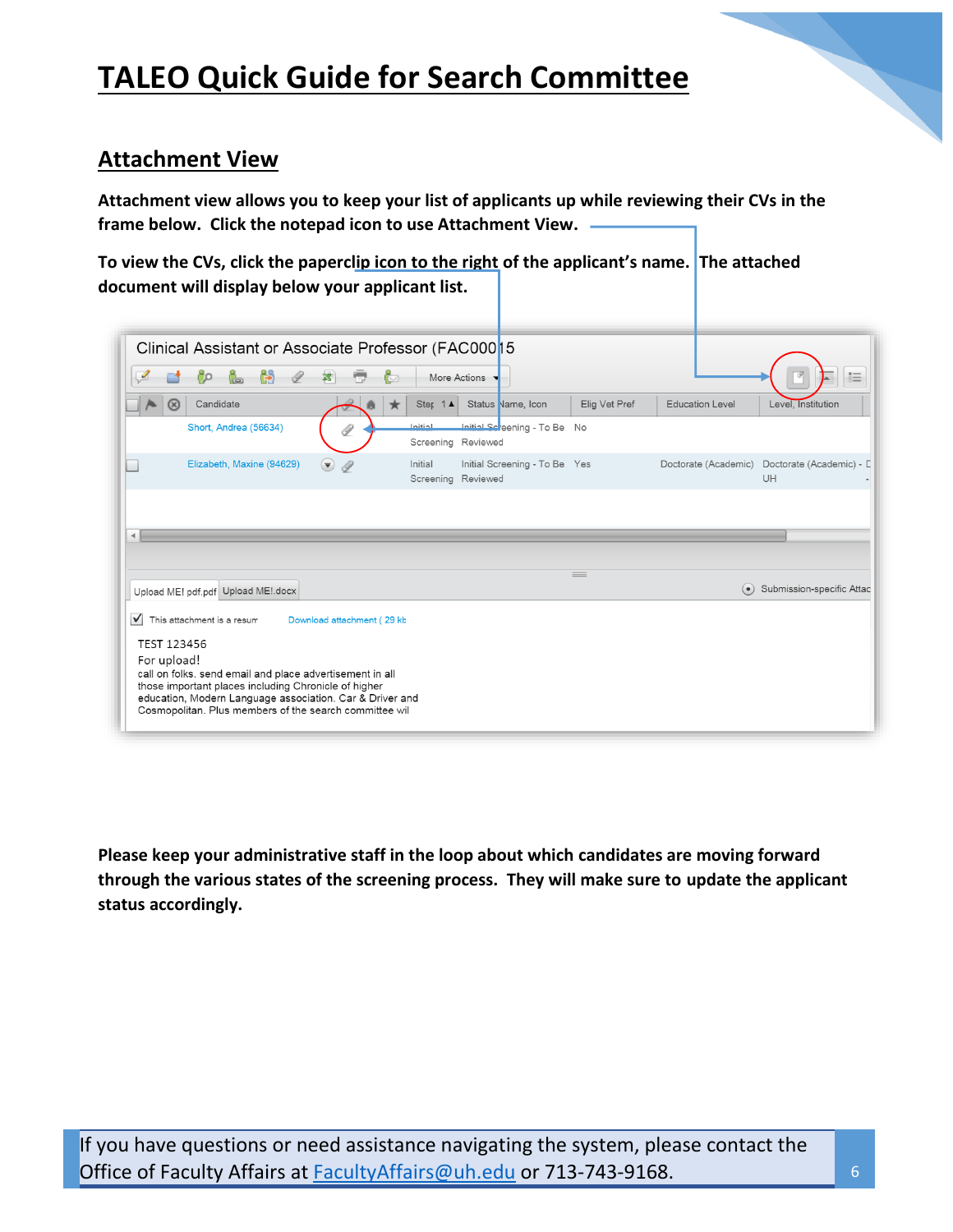# TALEO Quick Guide for Search Committee

## Attachment View

**Attachment view allows you to keep your list of applicants up while reviewing their CVs in the frame below. Click the notepad icon to use Attachment View.**

**To view the CVs, click the paperclip icon to the right of the applicant's name. The attached document will display below your applicant list.**

**Please keep your administrative staff in the loop about which candidates are moving forward through the various states of the screening process. They will make sure to update the applicant status accordingly.**

If you have questions or need assistance navigating the system, please contact the Office of Faculty Affairs at FacultyAffairs@uh.edu or 713-743-9168.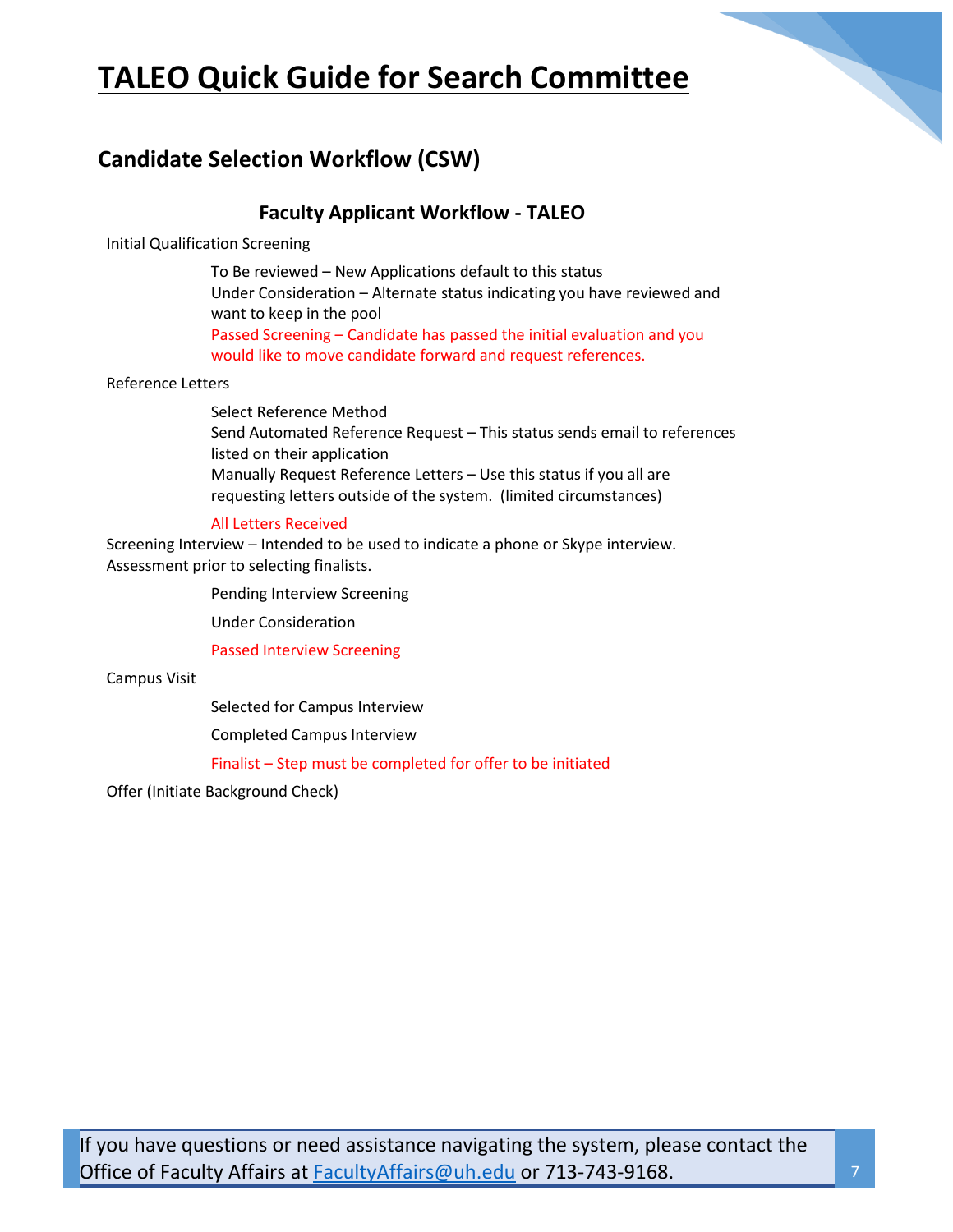# TALEO Quick Guide for Search Committee

## Candidate Selection Workflow (CSW)

### Faculty Applicant Workflow - TALEO

Initial Qualification Screening

- To Be reviewed – New Applications default to this status
- Under Consideration – Alternate status indicating you have reviewed and want to keep in the pool
- Passed Screening – Candidate has passed the initial evaluation and you would like to move candidate forward and request references.

Reference Letters

- Select Reference Method
- Send Automated Reference Request – This status sends email to references listed on their application
- Manually Request Reference Letters – Use this status if you all are requesting letters outside of the system. (limited circumstances)
- All Letters Received

Screening Interview – Intended to be used to indicate a phone or Skype interview. Assessment prior to selecting finalists.

- Pending Interview Screening
- Under Consideration
- Passed Interview Screening

Campus Visit

- Selected for Campus Interview
- Completed Campus Interview
- Finalist – Step must be completed for offer to be initiated

Offer (Initiate Background Check)

If you have questions or need assistance navigating the system, please contact the Office of Faculty Affairs at FacultyAffairs@uh.edu or 713-743-9168.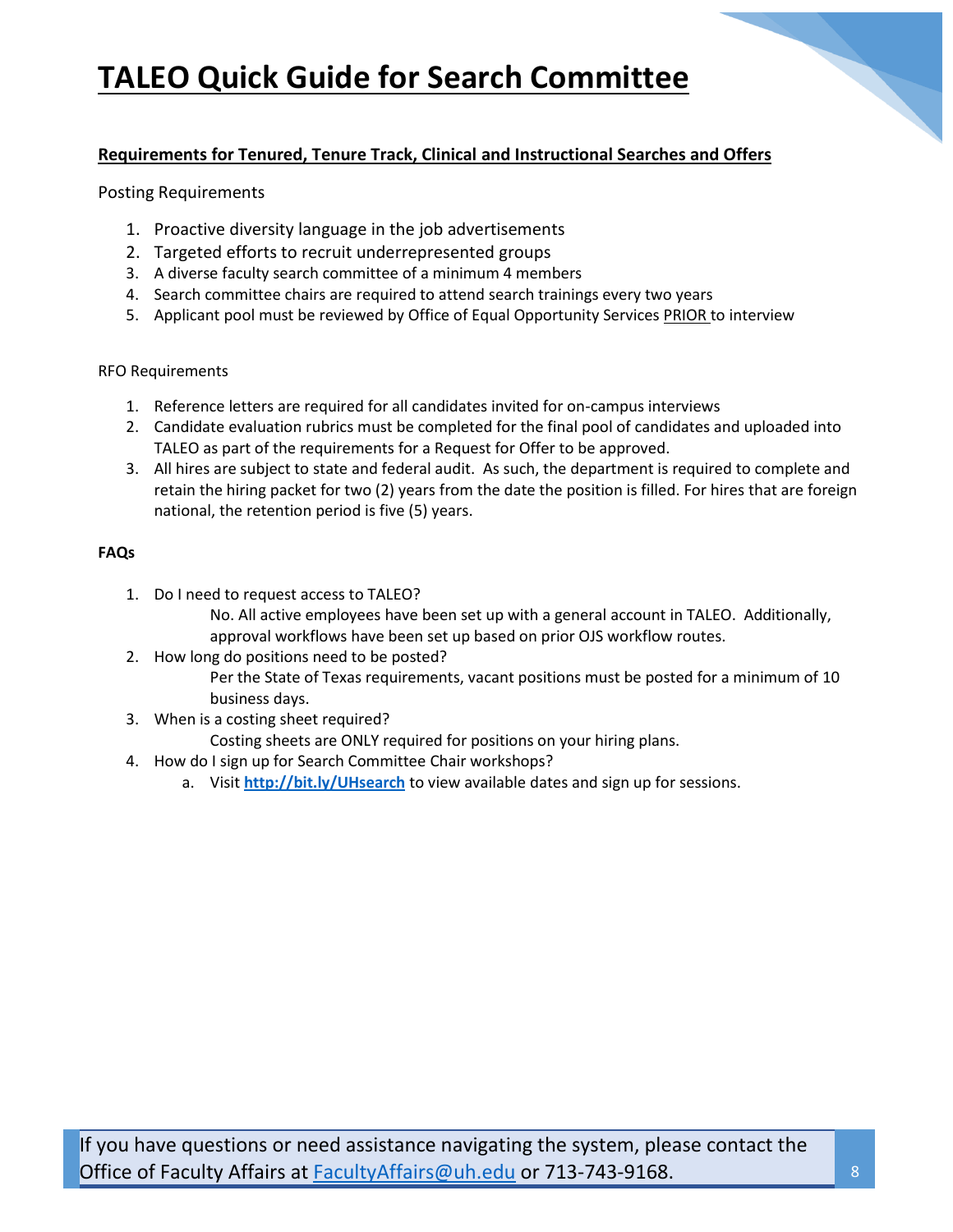# TALEO Quick Guide for Search Committee

## Requirements for Tenured, Tenure Track, Clinical and Instructional Searches and Offers

Posting Requirements

1. Proactive diversity language in the job advertisements
2. Targeted efforts to recruit underrepresented groups
3. A diverse faculty search committee of a minimum 4 members
4. Search committee chairs are required to attend search trainings every two years
5. Applicant pool must be reviewed by Office of Equal Opportunity Services PRIOR to interview

RFO Requirements

1. Reference letters are required for all candidates invited for on-campus interviews
2. Candidate evaluation rubrics must be completed for the final pool of candidates and uploaded into TALEO as part of the requirements for a Request for Offer to be approved.
3. All hires are subject to state and federal audit. As such, the department is required to complete and retain the hiring packet for two (2) years from the date the position is filled. For hires that are foreign national, the retention period is five (5) years.

**FAQs**

1. Do I need to request access to TALEO?

   No. All active employees have been set up with a general account in TALEO. Additionally, approval workflows have been set up based on prior OJS workflow routes.

2. How long do positions need to be posted?

   Per the State of Texas requirements, vacant positions must be posted for a minimum of 10 business days.

3. When is a costing sheet required?

   Costing sheets are ONLY required for positions on your hiring plans.

4. How do I sign up for Search Committee Chair workshops?
   a. Visit **http://bit.ly/UHsearch** to view available dates and sign up for sessions.

If you have questions or need assistance navigating the system, please contact the Office of Faculty Affairs at FacultyAffairs@uh.edu or 713-743-9168.